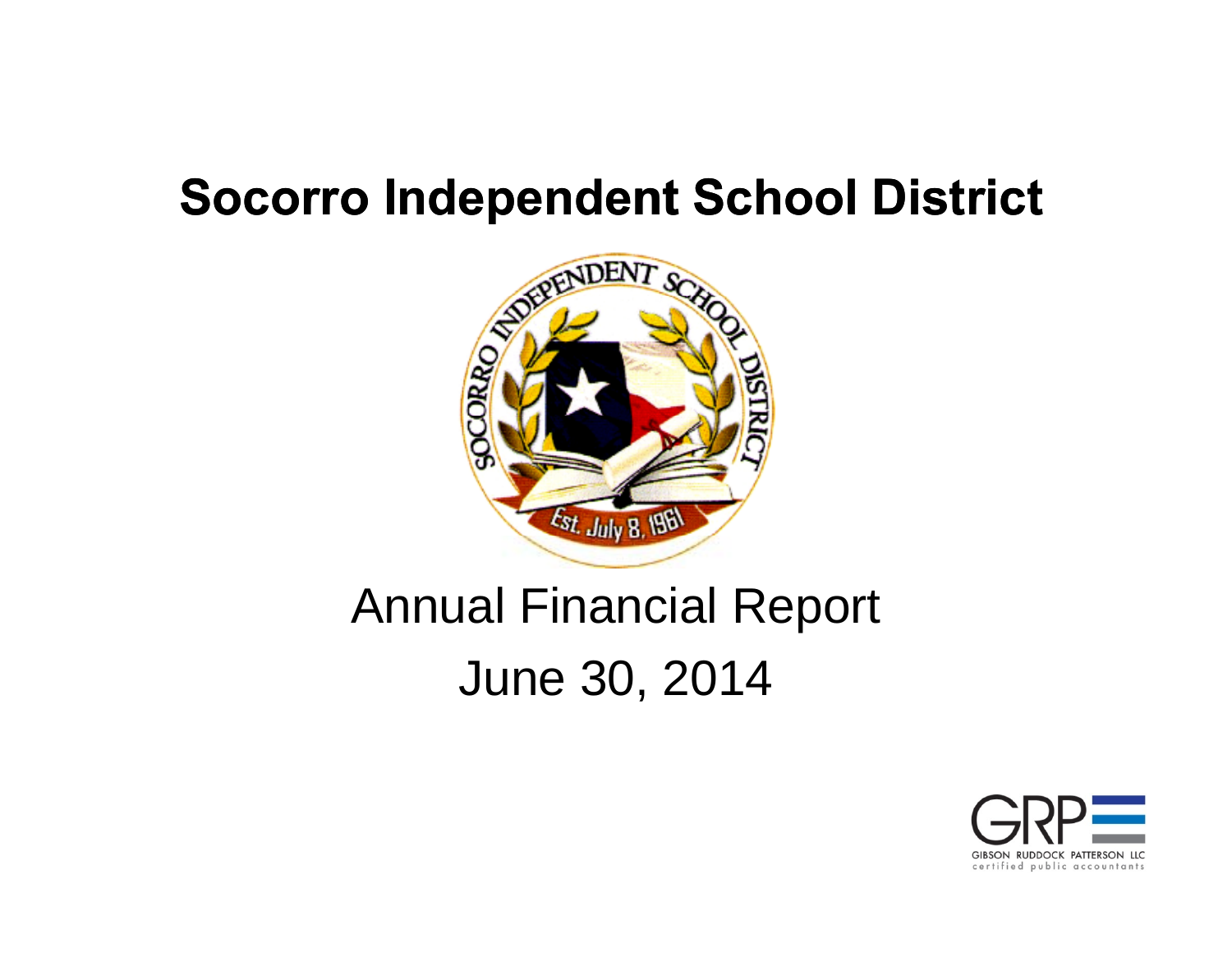# Socorro Independent School District

## Annual Financial Report

## June 30, 2014

GIBSON RUDDOCK PATTERSON LLC
certified public accountants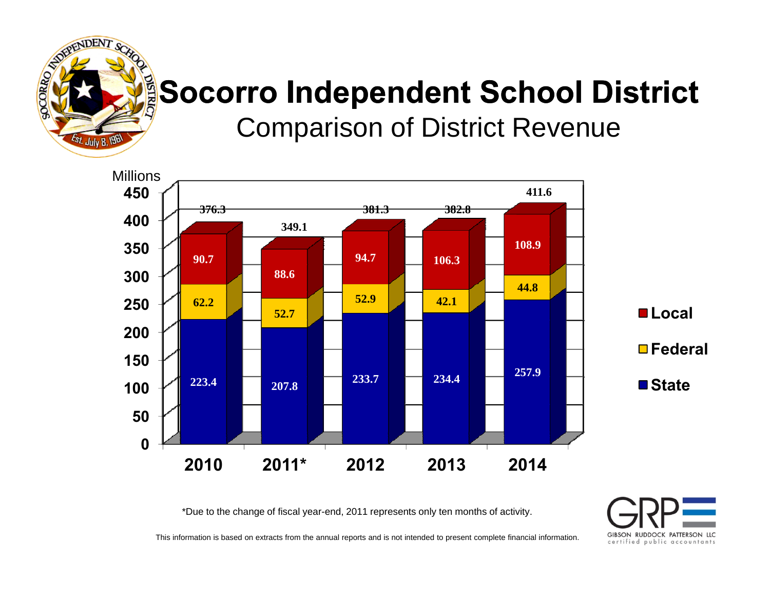# Socorro Independent School District

## Comparison of District Revenue

Millions

| | 2010 | 2011* | 2012 | 2013 | 2014 |
|---|---|---|---|---|---|
| Local | 90.7 | 88.6 | 94.7 | 106.3 | 108.9 |
| Federal | 62.2 | 52.7 | 52.9 | 42.1 | 44.8 |
| State | 223.4 | 207.8 | 233.7 | 234.4 | 257.9 |
| Total | 376.3 | 349.1 | 381.3 | 382.8 | 411.6 |

*Due to the change of fiscal year-end, 2011 represents only ten months of activity.

This information is based on extracts from the annual reports and is not intended to present complete financial information.

GRP
GIBSON RUDDOCK PATTERSON LLC
certified public accountants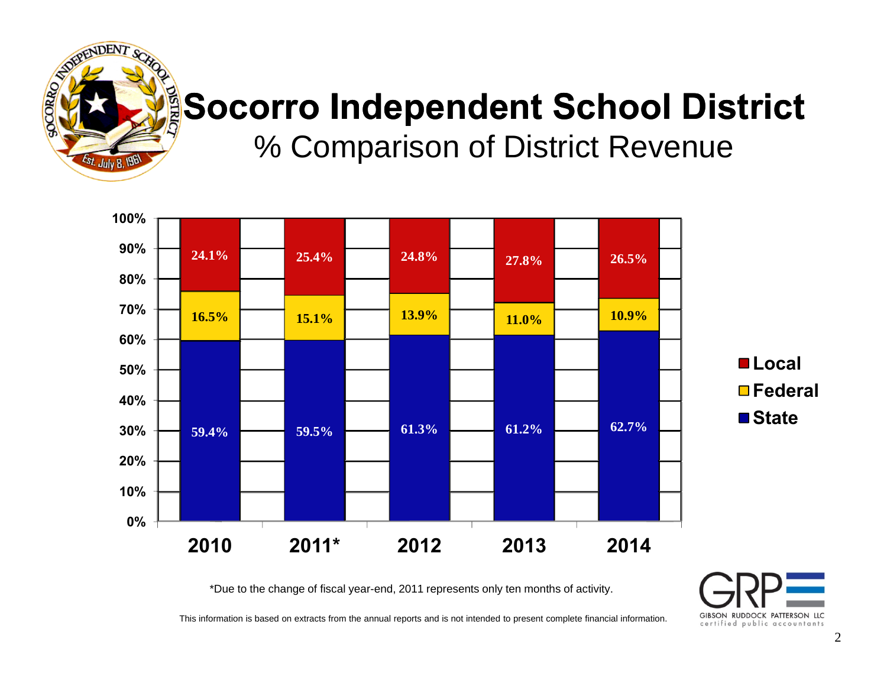# Socorro Independent School District

## % Comparison of District Revenue

| | 2010 | 2011* | 2012 | 2013 | 2014 |
|---|---|---|---|---|---|
| Local | 24.1% | 25.4% | 24.8% | 27.8% | 26.5% |
| Federal | 16.5% | 15.1% | 13.9% | 11.0% | 10.9% |
| State | 59.4% | 59.5% | 61.3% | 61.2% | 62.7% |

*Due to the change of fiscal year-end, 2011 represents only ten months of activity.

This information is based on extracts from the annual reports and is not intended to present complete financial information.

GRP
GIBSON RUDDOCK PATTERSON LLC
certified public accountants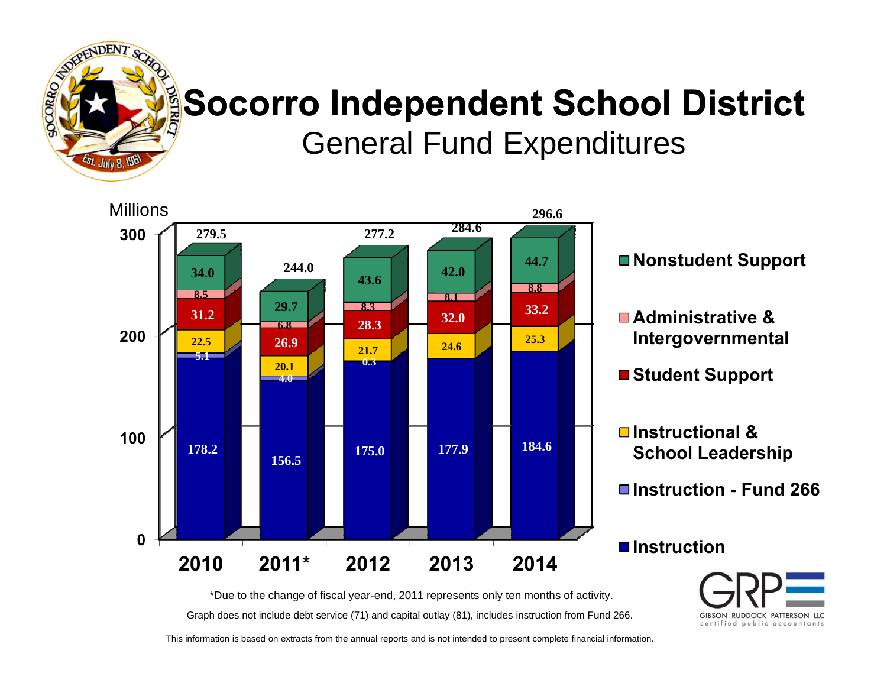# Socorro Independent School District

## General Fund Expenditures

Millions

| Category | 2010 | 2011* | 2012 | 2013 | 2014 |
|---|---|---|---|---|---|
| Nonstudent Support | 34.0 | 29.7 | 43.6 | 42.0 | 44.7 |
| Administrative & Intergovernmental | 8.5 | 6.8 | 8.3 | 8.1 | 8.8 |
| Student Support | 31.2 | 26.9 | 28.3 | 32.0 | 33.2 |
| Instructional & School Leadership | 22.5 | 20.1 | 21.7 | 24.6 | 25.3 |
| Instruction - Fund 266 | 5.1 | 4.0 | 0.3 | | |
| Instruction | 178.2 | 156.5 | 175.0 | 177.9 | 184.6 |
| Total | 279.5 | 244.0 | 277.2 | 284.6 | 296.6 |

*Due to the change of fiscal year-end, 2011 represents only ten months of activity.

Graph does not include debt service (71) and capital outlay (81), includes instruction from Fund 266.

GIBSON RUDDOCK PATTERSON LLC certified public accountants

This information is based on extracts from the annual reports and is not intended to present complete financial information.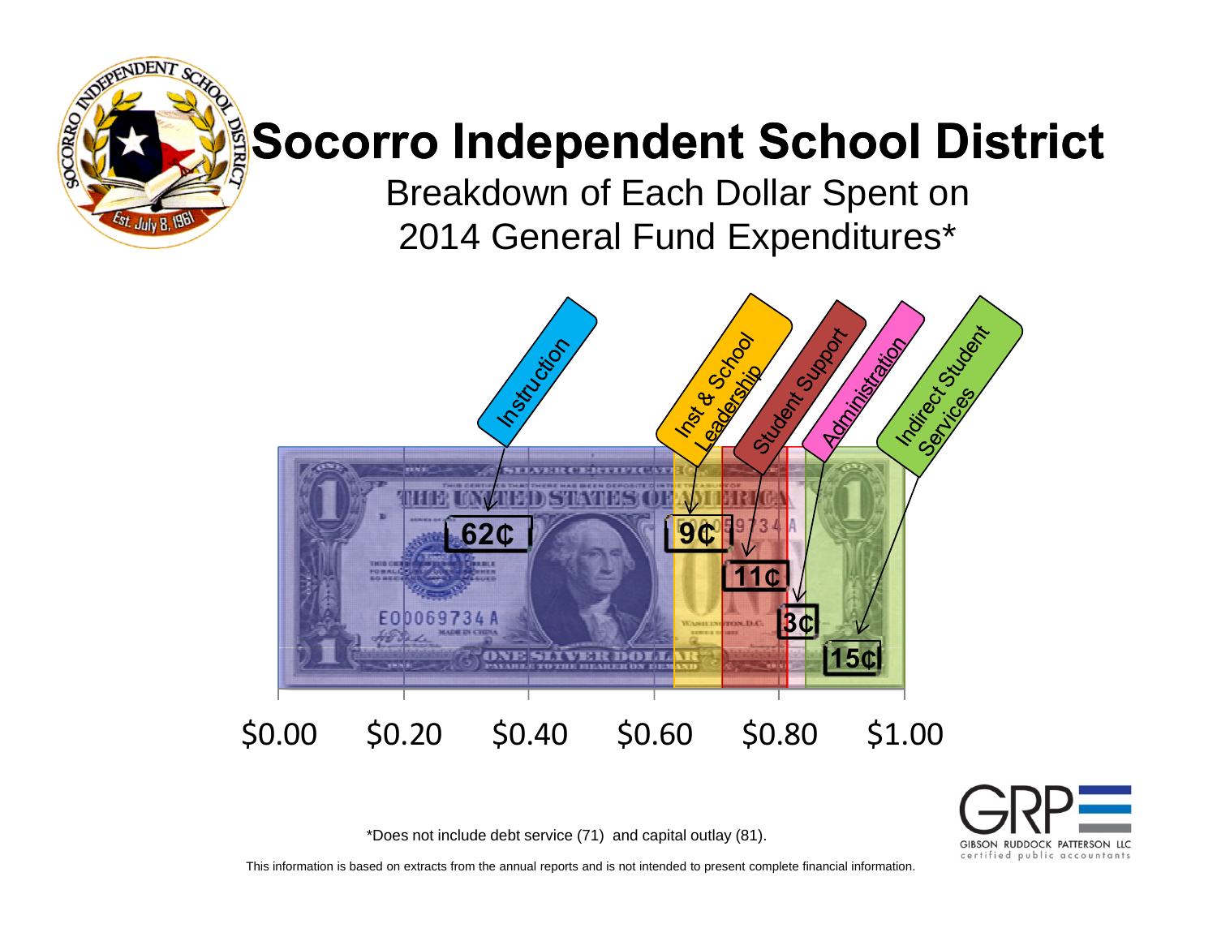# Socorro Independent School District

## Breakdown of Each Dollar Spent on 2014 General Fund Expenditures*

| Category | Amount |
|---|---|
| Instruction | 62¢ |
| Inst & School Leadership | 9¢ |
| Student Support | 11¢ |
| Administration | 3¢ |
| Indirect Student Services | 15¢ |

$0.00 $0.20 $0.40 $0.60 $0.80 $1.00

*Does not include debt service (71) and capital outlay (81).

This information is based on extracts from the annual reports and is not intended to present complete financial information.

GRP
GIBSON RUDDOCK PATTERSON LLC
certified public accountants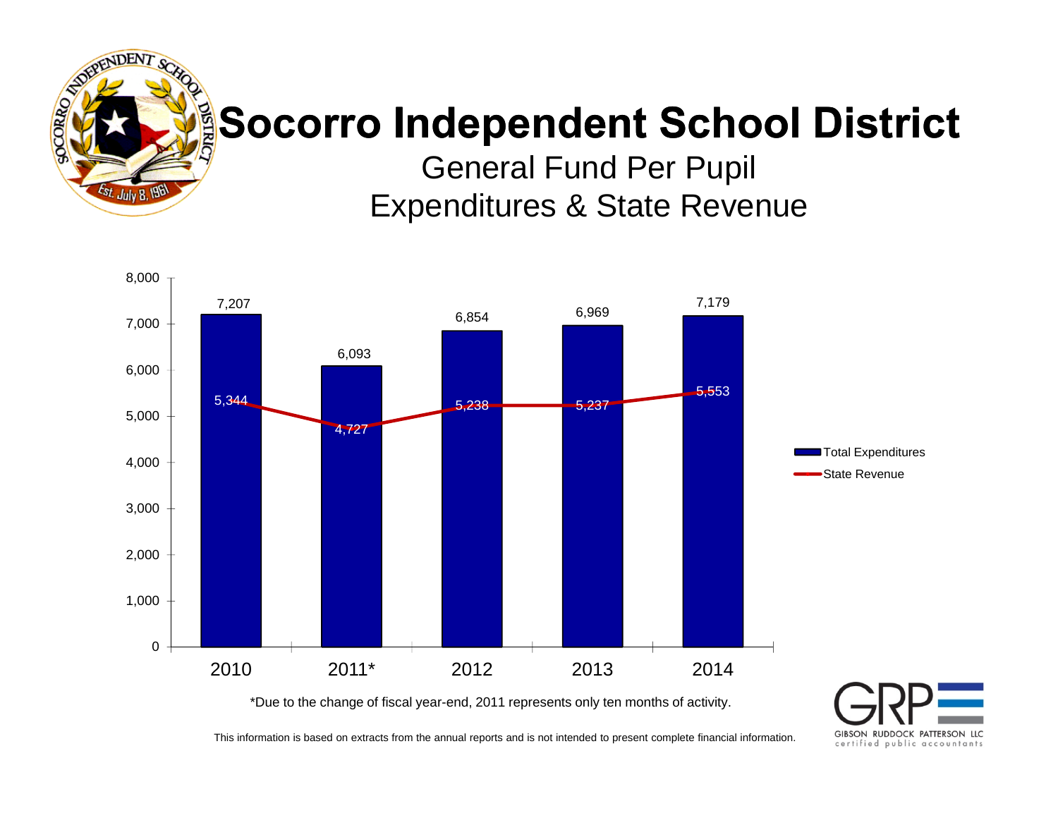# Socorro Independent School District

## General Fund Per Pupil Expenditures & State Revenue

| Year | Total Expenditures | State Revenue |
|---|---|---|
| 2010 | 7,207 | 5,344 |
| 2011* | 6,093 | 4,727 |
| 2012 | 6,854 | 5,238 |
| 2013 | 6,969 | 5,237 |
| 2014 | 7,179 | 5,553 |

*Due to the change of fiscal year-end, 2011 represents only ten months of activity.

This information is based on extracts from the annual reports and is not intended to present complete financial information.

GIBSON RUDDOCK PATTERSON LLC
certified public accountants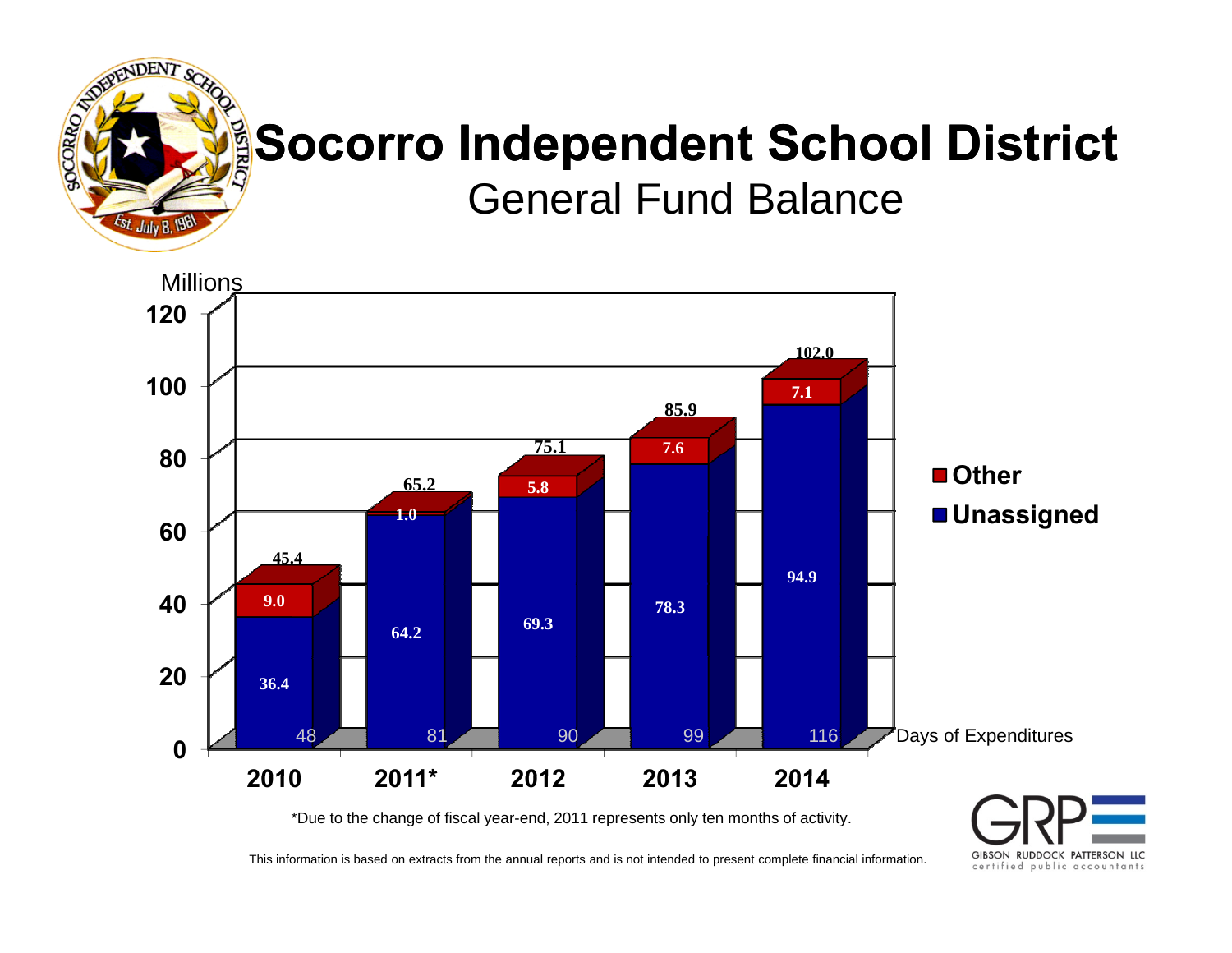# Socorro Independent School District

## General Fund Balance

Millions

| Year | Unassigned | Other | Total | Days of Expenditures |
|---|---|---|---|---|
| 2010 | 36.4 | 9.0 | 45.4 | 48 |
| 2011* | 64.2 | 1.0 | 65.2 | 81 |
| 2012 | 69.3 | 5.8 | 75.1 | 90 |
| 2013 | 78.3 | 7.6 | 85.9 | 99 |
| 2014 | 94.9 | 7.1 | 102.0 | 116 |

*Due to the change of fiscal year-end, 2011 represents only ten months of activity.

This information is based on extracts from the annual reports and is not intended to present complete financial information.

GRP — GIBSON RUDDOCK PATTERSON LLC certified public accountants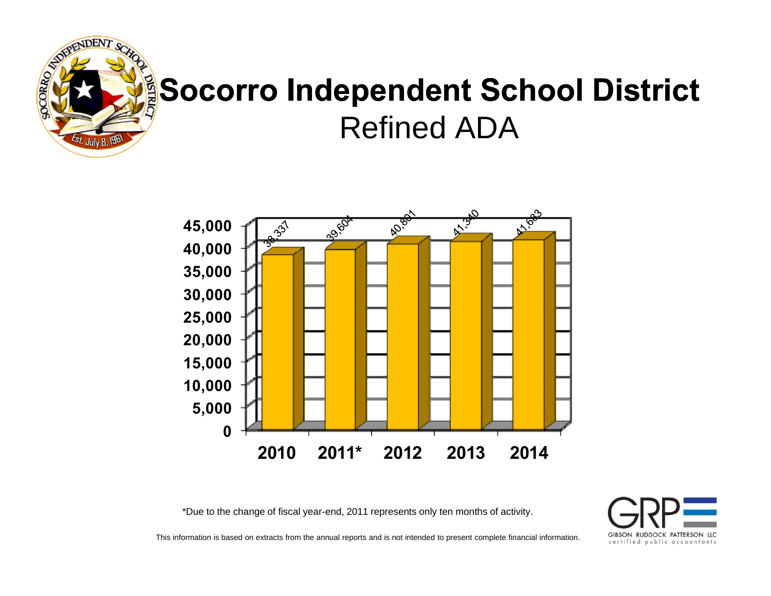# Socorro Independent School District

## Refined ADA

| Year | Refined ADA |
|---|---|
| 2010 | 38,337 |
| 2011* | 39,604 |
| 2012 | 40,801 |
| 2013 | 41,340 |
| 2014 | 41,683 |

*Due to the change of fiscal year-end, 2011 represents only ten months of activity.

This information is based on extracts from the annual reports and is not intended to present complete financial information.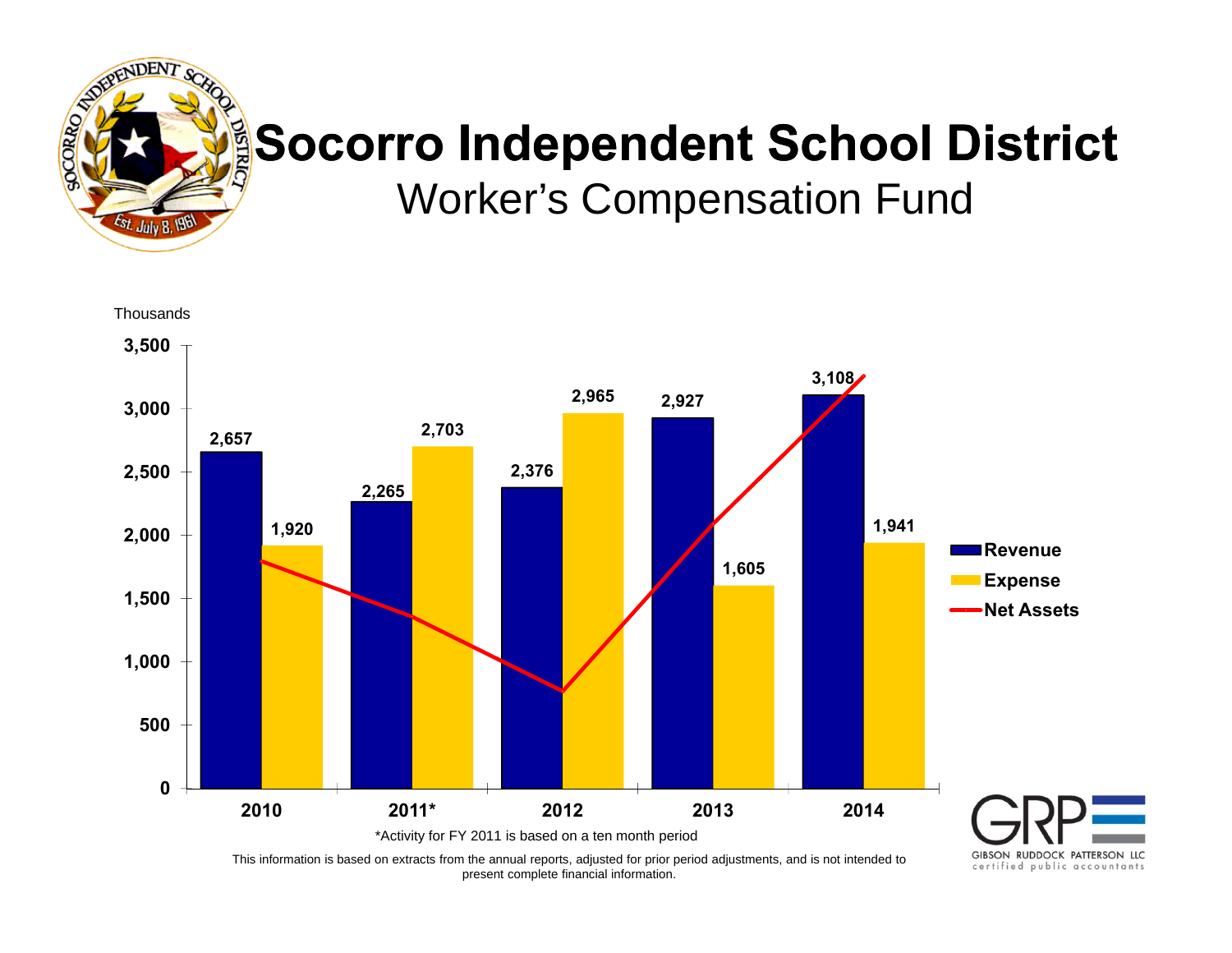# Socorro Independent School District

## Worker's Compensation Fund

Thousands

| Year | Revenue | Expense |
|---|---|---|
| 2010 | 2,657 | 1,920 |
| 2011* | 2,265 | 2,703 |
| 2012 | 2,376 | 2,965 |
| 2013 | 2,927 | 1,605 |
| 2014 | 3,108 | 1,941 |

Legend: Revenue, Expense, Net Assets

*Activity for FY 2011 is based on a ten month period

This information is based on extracts from the annual reports, adjusted for prior period adjustments, and is not intended to present complete financial information.

GRP — GIBSON RUDDOCK PATTERSON LLC, certified public accountants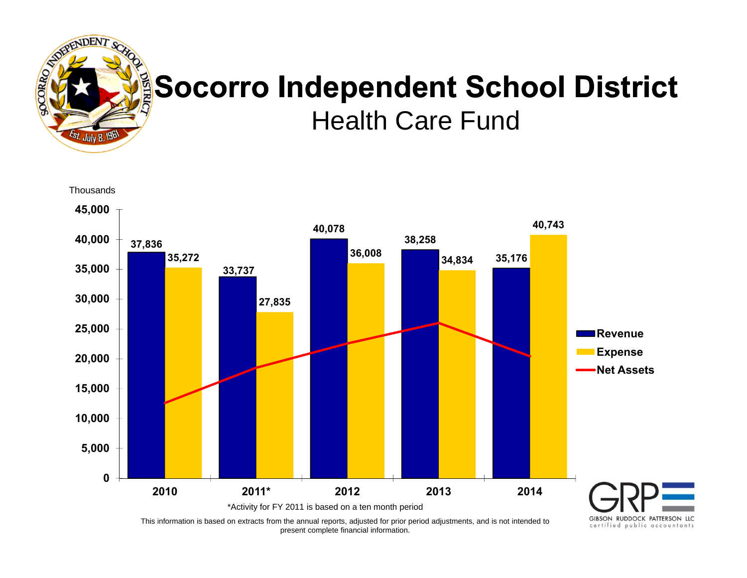# Socorro Independent School District

## Health Care Fund

Thousands

45,000
40,000
35,000
30,000
25,000
20,000
15,000
10,000
5,000
0

37,836
35,272
33,737
27,835
40,078
36,008
38,258
34,834
35,176
40,743

2010
2011*
2012
2013
2014

Revenue
Expense
Net Assets

*Activity for FY 2011 is based on a ten month period

This information is based on extracts from the annual reports, adjusted for prior period adjustments, and is not intended to present complete financial information.

GRP
GIBSON RUDDOCK PATTERSON LLC
certified public accountants